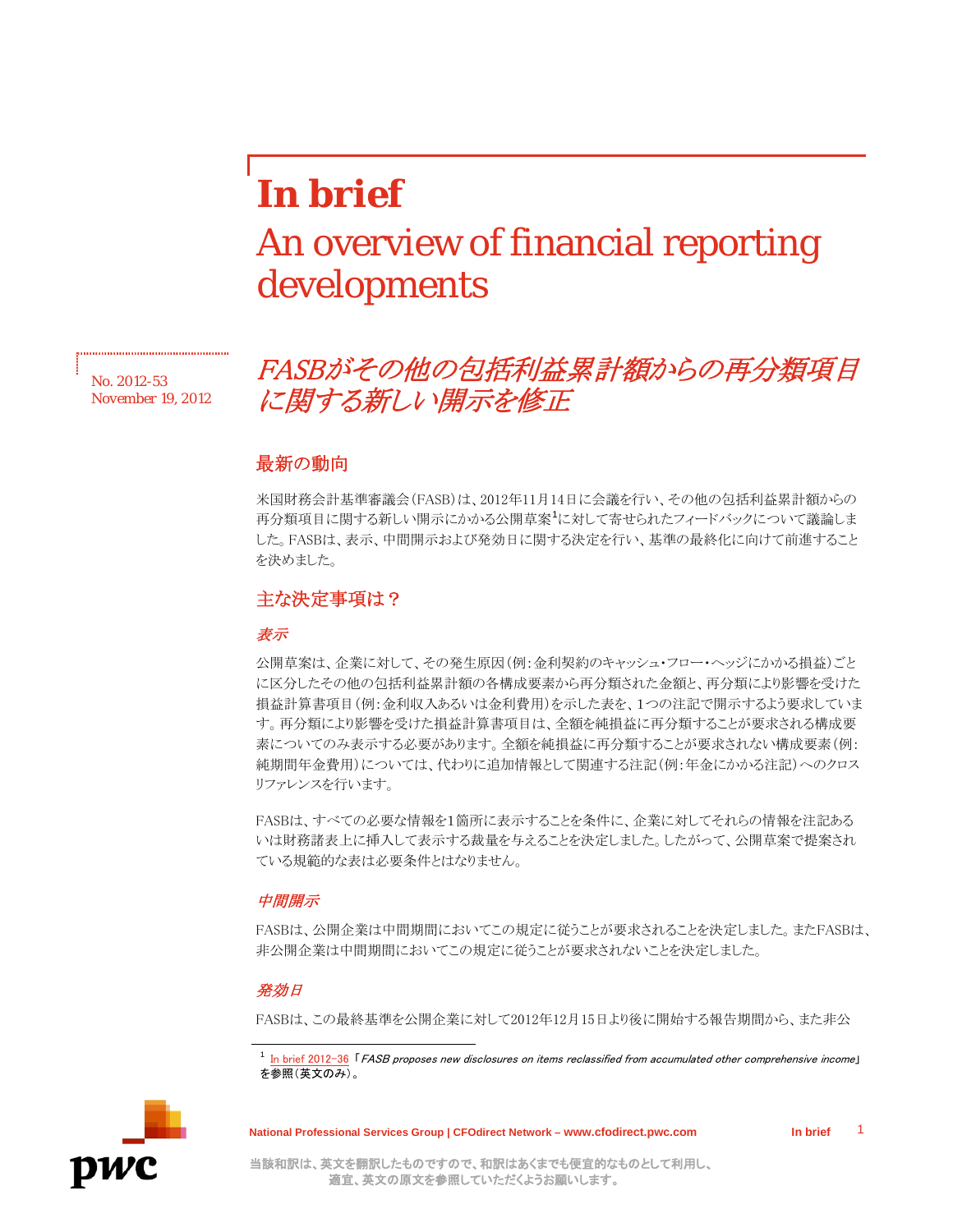# In brief

An overview of financial reporting developments

No. 2012-53
November 19, 2012

## *FASBがその他の包括利益累計額からの再分類項目に関する新しい開示を修正*

### 最新の動向

米国財務会計基準審議会（FASB）は、2012年11月14日に会議を行い、その他の包括利益累計額からの再分類項目に関する新しい開示にかかる公開草案[1]に対して寄せられたフィードバックについて議論しました。FASBは、表示、中間開示および発効日に関する決定を行い、基準の最終化に向けて前進することを決めました。

### 主な決定事項は？

#### *表示*

公開草案は、企業に対して、その発生原因（例：金利契約のキャッシュ・フロー・ヘッジにかかる損益）ごとに区分したその他の包括利益累計額の各構成要素から再分類された金額と、再分類により影響を受けた損益計算書項目（例：金利収入あるいは金利費用）を示した表を、1つの注記で開示するよう要求しています。再分類により影響を受けた損益計算書項目は、全額を純損益に再分類することが要求される構成要素についてのみ表示する必要があります。全額を純損益に再分類することが要求されない構成要素（例：純期間年金費用）については、代わりに追加情報として関連する注記（例：年金にかかる注記）へのクロスリファレンスを行います。

FASBは、すべての必要な情報を1箇所に表示することを条件に、企業に対してそれらの情報を注記あるいは財務諸表上に挿入して表示する裁量を与えることを決定しました。したがって、公開草案で提案されている規範的な表は必要条件とはなりません。

#### *中間開示*

FASBは、公開企業は中間期間においてこの規定に従うことが要求されることを決定しました。またFASBは、非公開企業は中間期間においてこの規定に従うことが要求されないことを決定しました。

#### *発効日*

FASBは、この最終基準を公開企業に対して2012年12月15日より後に開始する報告期間から、また非公

[1] In brief 2012-36「*FASB proposes new disclosures on items reclassified from accumulated other comprehensive income*」を参照（英文のみ）。

当該和訳は、英文を翻訳したものですので、和訳はあくまでも便宜的なものとして利用し、適宜、英文の原文を参照していただくようお願いします。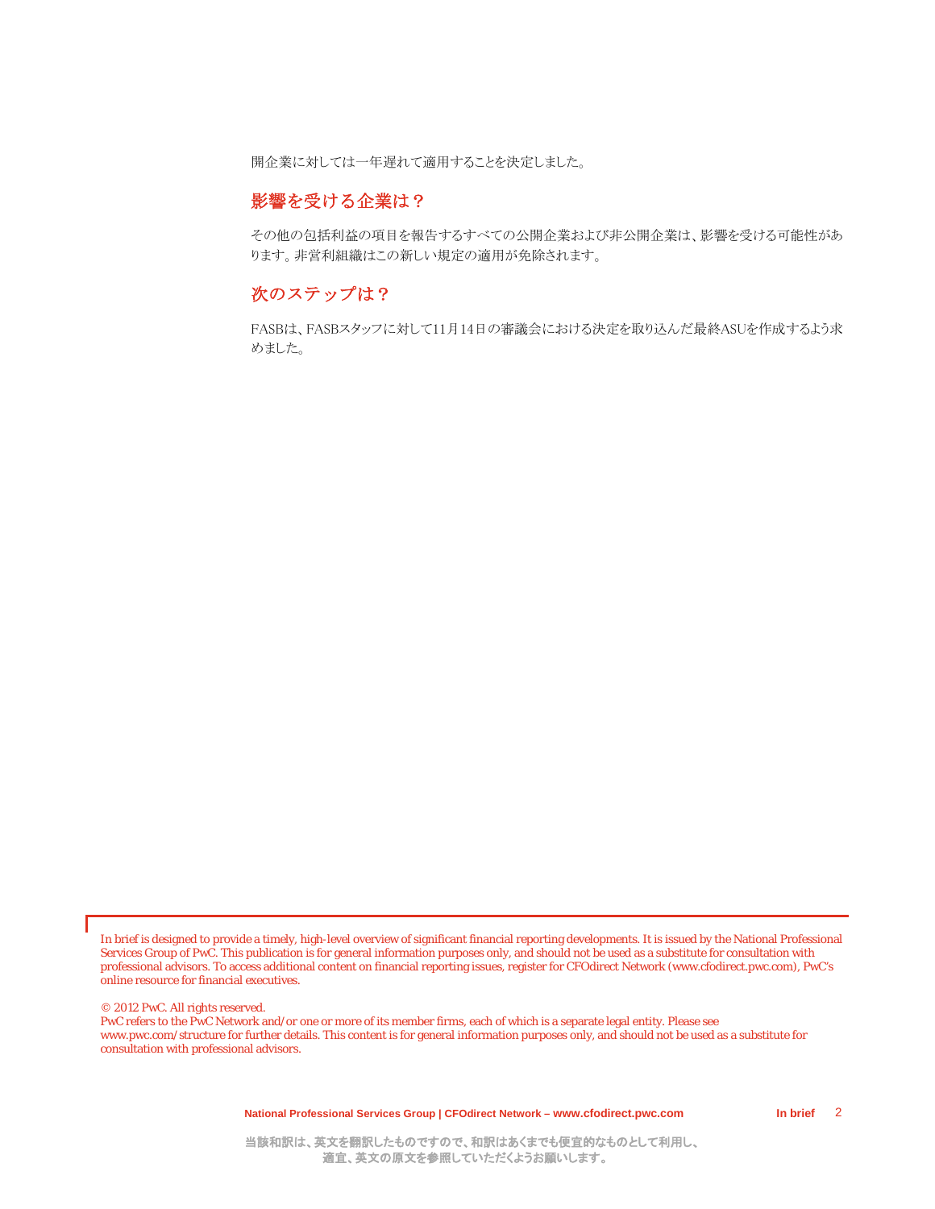開企業に対しては一年遅れて適用することを決定しました。

## 影響を受ける企業は？

その他の包括利益の項目を報告するすべての公開企業および非公開企業は、影響を受ける可能性があります。非営利組織はこの新しい規定の適用が免除されます。

## 次のステップは？

FASBは、FASBスタッフに対して11月14日の審議会における決定を取り込んだ最終ASUを作成するよう求めました。

In brief is designed to provide a timely, high-level overview of significant financial reporting developments. It is issued by the National Professional Services Group of PwC. This publication is for general information purposes only, and should not be used as a substitute for consultation with professional advisors. To access additional content on financial reporting issues, register for CFOdirect Network (www.cfodirect.pwc.com), PwC's online resource for financial executives.

© 2012 PwC. All rights reserved.
PwC refers to the PwC Network and/or one or more of its member firms, each of which is a separate legal entity. Please see www.pwc.com/structure for further details. This content is for general information purposes only, and should not be used as a substitute for consultation with professional advisors.

**当該和訳は、英文を翻訳したものですので、和訳はあくまでも便宜的なものとして利用し、適宜、英文の原文を参照していただくようお願いします。**